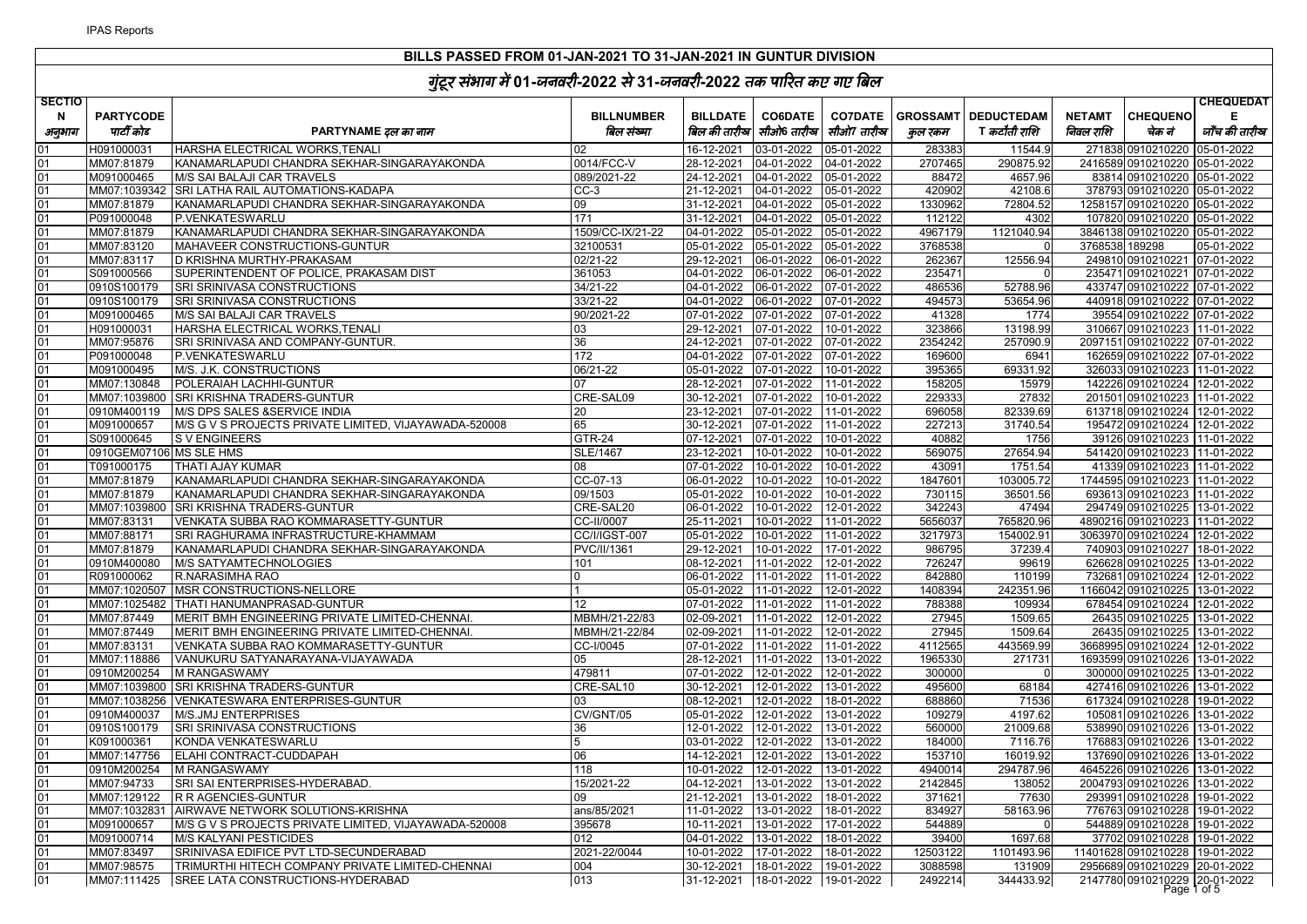IPAS Reports

# BILLS PASSED FROM 01-JAN-2021 TO 31-JAN-2021 IN GUNTUR DIVISION

## गुंटूर संभाग में 01-जनवरी-2022 से 31-जनवरी-2022 तक पारित कए गए बिल

| SECTION अनुभाग | PARTYCODE पार्टी कोड | PARTYNAME दल का नाम | BILLNUMBER बिल संख्या | BILLDATE बिल की तारीख | CO6DATE सीओ6 तारीख | CO7DATE सीओ7 तारीख | GROSSAMT कुल रकम | DEDUCTEDAMT कटौती राशि | NETAMT निवल राशि | CHEQUENO चेक नं | CHEQUEDATE जाँच की तारीख |
|---|---|---|---|---|---|---|---|---|---|---|---|
| 01 | H091000031 | HARSHA ELECTRICAL WORKS,TENALI | 02 | 16-12-2021 | 03-01-2022 | 05-01-2022 | 283383 | 11544.9 | 271838 | 0910210220 | 05-01-2022 |
| 01 | MM07:81879 | KANAMARLAPUDI CHANDRA SEKHAR-SINGARAYAKONDA | 0014/FCC-V | 28-12-2021 | 04-01-2022 | 04-01-2022 | 2707465 | 290875.92 | 2416589 | 0910210220 | 05-01-2022 |
| 01 | M091000465 | M/S SAI BALAJI CAR TRAVELS | 089/2021-22 | 24-12-2021 | 04-01-2022 | 05-01-2022 | 88472 | 4657.96 | 83814 | 0910210220 | 05-01-2022 |
| 01 | MM07:1039342 | SRI LATHA RAIL AUTOMATIONS-KADAPA | CC-3 | 21-12-2021 | 04-01-2022 | 05-01-2022 | 420902 | 42108.6 | 378793 | 0910210220 | 05-01-2022 |
| 01 | MM07:81879 | KANAMARLAPUDI CHANDRA SEKHAR-SINGARAYAKONDA | 09 | 31-12-2021 | 04-01-2022 | 05-01-2022 | 1330962 | 72804.52 | 1258157 | 0910210220 | 05-01-2022 |
| 01 | P091000048 | P.VENKATESWARLU | 171 | 31-12-2021 | 04-01-2022 | 05-01-2022 | 112122 | 4302 | 107820 | 0910210220 | 05-01-2022 |
| 01 | MM07:81879 | KANAMARLAPUDI CHANDRA SEKHAR-SINGARAYAKONDA | 1509/CC-IX/21-22 | 04-01-2022 | 05-01-2022 | 05-01-2022 | 4967179 | 1121040.94 | 3846138 | 0910210220 | 05-01-2022 |
| 01 | MM07:83120 | MAHAVEER CONSTRUCTIONS-GUNTUR | 32100531 | 05-01-2022 | 05-01-2022 | 05-01-2022 | 3768538 | 0 | 3768538 | 189298 | 05-01-2022 |
| 01 | MM07:83117 | D KRISHNA MURTHY-PRAKASAM | 02/21-22 | 29-12-2021 | 06-01-2022 | 06-01-2022 | 262367 | 12556.94 | 249810 | 0910210221 | 07-01-2022 |
| 01 | S091000566 | SUPERINTENDENT OF POLICE, PRAKASAM DIST | 361053 | 04-01-2022 | 06-01-2022 | 06-01-2022 | 235471 | 0 | 235471 | 0910210221 | 07-01-2022 |
| 01 | 0910S100179 | SRI SRINIVASA CONSTRUCTIONS | 34/21-22 | 04-01-2022 | 06-01-2022 | 07-01-2022 | 486536 | 52788.96 | 433747 | 0910210222 | 07-01-2022 |
| 01 | 0910S100179 | SRI SRINIVASA CONSTRUCTIONS | 33/21-22 | 04-01-2022 | 06-01-2022 | 07-01-2022 | 494573 | 53654.96 | 440918 | 0910210222 | 07-01-2022 |
| 01 | M091000465 | M/S SAI BALAJI CAR TRAVELS | 90/2021-22 | 07-01-2022 | 07-01-2022 | 07-01-2022 | 41328 | 1774 | 39554 | 0910210222 | 07-01-2022 |
| 01 | H091000031 | HARSHA ELECTRICAL WORKS,TENALI | 03 | 29-12-2021 | 07-01-2022 | 10-01-2022 | 323866 | 13198.99 | 310667 | 0910210223 | 11-01-2022 |
| 01 | MM07:95876 | SRI SRINIVASA AND COMPANY-GUNTUR. | 36 | 24-12-2021 | 07-01-2022 | 07-01-2022 | 2354242 | 257090.9 | 2097151 | 0910210222 | 07-01-2022 |
| 01 | P091000048 | P.VENKATESWARLU | 172 | 04-01-2022 | 07-01-2022 | 07-01-2022 | 169600 | 6941 | 162659 | 0910210222 | 07-01-2022 |
| 01 | M091000495 | M/S. J.K. CONSTRUCTIONS | 06/21-22 | 05-01-2022 | 07-01-2022 | 10-01-2022 | 395365 | 69331.92 | 326033 | 0910210223 | 11-01-2022 |
| 01 | MM07:130848 | POLERAIAH LACHHI-GUNTUR | 07 | 28-12-2021 | 07-01-2022 | 11-01-2022 | 158205 | 15979 | 142226 | 0910210224 | 12-01-2022 |
| 01 | MM07:1039800 | SRI KRISHNA TRADERS-GUNTUR | CRE-SAL09 | 30-12-2021 | 07-01-2022 | 10-01-2022 | 229333 | 27832 | 201501 | 0910210223 | 11-01-2022 |
| 01 | 0910M400119 | M/S DPS SALES &SERVICE INDIA | 20 | 23-12-2021 | 07-01-2022 | 11-01-2022 | 696058 | 82339.69 | 613718 | 0910210224 | 12-01-2022 |
| 01 | M091000657 | M/S G V S PROJECTS PRIVATE LIMITED, VIJAYAWADA-520008 | 65 | 30-12-2021 | 07-01-2022 | 11-01-2022 | 227213 | 31740.54 | 195472 | 0910210224 | 12-01-2022 |
| 01 | S091000645 | S V ENGINEERS | GTR-24 | 07-12-2021 | 07-01-2022 | 10-01-2022 | 40882 | 1756 | 39126 | 0910210223 | 11-01-2022 |
| 01 | 0910GEM07106 | MS SLE HMS | SLE/1467 | 23-12-2021 | 10-01-2022 | 10-01-2022 | 569075 | 27654.94 | 541420 | 0910210223 | 11-01-2022 |
| 01 | T091000175 | THATI AJAY KUMAR | 08 | 07-01-2022 | 10-01-2022 | 10-01-2022 | 43091 | 1751.54 | 41339 | 0910210223 | 11-01-2022 |
| 01 | MM07:81879 | KANAMARLAPUDI CHANDRA SEKHAR-SINGARAYAKONDA | CC-07-13 | 06-01-2022 | 10-01-2022 | 10-01-2022 | 1847601 | 103005.72 | 1744595 | 0910210223 | 11-01-2022 |
| 01 | MM07:81879 | KANAMARLAPUDI CHANDRA SEKHAR-SINGARAYAKONDA | 09/1503 | 05-01-2022 | 10-01-2022 | 10-01-2022 | 730115 | 36501.56 | 693613 | 0910210223 | 11-01-2022 |
| 01 | MM07:1039800 | SRI KRISHNA TRADERS-GUNTUR | CRE-SAL20 | 06-01-2022 | 10-01-2022 | 12-01-2022 | 342243 | 47494 | 294749 | 0910210225 | 13-01-2022 |
| 01 | MM07:83131 | VENKATA SUBBA RAO KOMMARASETTY-GUNTUR | CC-II/0007 | 25-11-2021 | 10-01-2022 | 11-01-2022 | 5656037 | 765820.96 | 4890216 | 0910210224 | 11-01-2022 |
| 01 | MM07:88171 | SRI RAGHURAMA INFRASTRUCTURE-KHAMMAM | CC/I/IGST-007 | 05-01-2022 | 10-01-2022 | 11-01-2022 | 3217973 | 154002.91 | 3063970 | 0910210224 | 12-01-2022 |
| 01 | MM07:81879 | KANAMARLAPUDI CHANDRA SEKHAR-SINGARAYAKONDA | PVC/II/1361 | 29-12-2021 | 10-01-2022 | 17-01-2022 | 986795 | 37239.4 | 740903 | 0910210227 | 18-01-2022 |
| 01 | 0910M400080 | M/S SATYAMTECHNOLOGIES | 101 | 08-12-2021 | 11-01-2022 | 12-01-2022 | 726247 | 99619 | 626628 | 0910210225 | 13-01-2022 |
| 01 | R091000062 | R.NARASIMHA RAO | 0 | 06-01-2022 | 11-01-2022 | 11-01-2022 | 842880 | 110199 | 732681 | 0910210224 | 12-01-2022 |
| 01 | MM07:1020507 | MSR CONSTRUCTIONS-NELLORE | 1 | 05-01-2022 | 11-01-2022 | 12-01-2022 | 1408394 | 242351.96 | 1166042 | 0910210225 | 13-01-2022 |
| 01 | MM07:1025482 | THATI HANUMANPRASAD-GUNTUR | 12 | 07-01-2022 | 11-01-2022 | 11-01-2022 | 788388 | 109934 | 678454 | 0910210224 | 12-01-2022 |
| 01 | MM07:87449 | MERIT BMH ENGINEERING PRIVATE LIMITED-CHENNAI. | MBMH/21-22/83 | 02-09-2021 | 11-01-2022 | 12-01-2022 | 27945 | 1509.65 | 26435 | 0910210225 | 13-01-2022 |
| 01 | MM07:87449 | MERIT BMH ENGINEERING PRIVATE LIMITED-CHENNAI. | MBMH/21-22/84 | 02-09-2021 | 11-01-2022 | 12-01-2022 | 27945 | 1509.64 | 26435 | 0910210225 | 13-01-2022 |
| 01 | MM07:83131 | VENKATA SUBBA RAO KOMMARASETTY-GUNTUR | CC-I/0045 | 07-01-2022 | 11-01-2022 | 11-01-2022 | 4112565 | 443569.99 | 3668995 | 0910210224 | 12-01-2022 |
| 01 | MM07:118886 | VANUKURU SATYANARAYANA-VIJAYAWADA | 05 | 28-12-2021 | 11-01-2022 | 13-01-2022 | 1965330 | 271731 | 1693599 | 0910210226 | 13-01-2022 |
| 01 | 0910M200254 | M RANGASWAMY | 479811 | 07-01-2022 | 12-01-2022 | 12-01-2022 | 300000 | 0 | 300000 | 0910210225 | 13-01-2022 |
| 01 | MM07:1039800 | SRI KRISHNA TRADERS-GUNTUR | CRE-SAL10 | 30-12-2021 | 12-01-2022 | 13-01-2022 | 495600 | 68184 | 427416 | 0910210226 | 13-01-2022 |
| 01 | MM07:1038256 | VENKATESWARA ENTERPRISES-GUNTUR | 03 | 08-12-2021 | 12-01-2022 | 18-01-2022 | 688860 | 71536 | 617324 | 0910210228 | 19-01-2022 |
| 01 | 0910M400037 | M/S.JMJ ENTERPRISES | CV/GNT/05 | 05-01-2022 | 12-01-2022 | 13-01-2022 | 109279 | 4197.62 | 105081 | 0910210226 | 13-01-2022 |
| 01 | 0910S100179 | SRI SRINIVASA CONSTRUCTIONS | 36 | 12-01-2022 | 12-01-2022 | 13-01-2022 | 560000 | 21009.68 | 538990 | 0910210226 | 13-01-2022 |
| 01 | K091000361 | KONDA VENKATESWARLU | 5 | 03-01-2022 | 12-01-2022 | 13-01-2022 | 184000 | 7116.76 | 176883 | 0910210226 | 13-01-2022 |
| 01 | MM07:147756 | ELAHI CONTRACT-CUDDAPAH | 06 | 14-12-2021 | 12-01-2022 | 13-01-2022 | 153710 | 16019.92 | 137690 | 0910210226 | 13-01-2022 |
| 01 | 0910M200254 | M RANGASWAMY | 118 | 10-01-2022 | 12-01-2022 | 13-01-2022 | 4940014 | 294787.96 | 4645226 | 0910210226 | 13-01-2022 |
| 01 | MM07:94733 | SRI SAI ENTERPRISES-HYDERABAD. | 15/2021-22 | 04-12-2021 | 13-01-2022 | 13-01-2022 | 2142845 | 138052 | 2004793 | 0910210226 | 13-01-2022 |
| 01 | MM07:129122 | R R AGENCIES-GUNTUR | 09 | 21-12-2021 | 13-01-2022 | 18-01-2022 | 371621 | 77630 | 293991 | 0910210228 | 19-01-2022 |
| 01 | MM07:1032831 | AIRWAVE NETWORK SOLUTIONS-KRISHNA | ans/85/2021 | 11-01-2022 | 13-01-2022 | 18-01-2022 | 834927 | 58163.96 | 776763 | 0910210228 | 19-01-2022 |
| 01 | M091000657 | M/S G V S PROJECTS PRIVATE LIMITED, VIJAYAWADA-520008 | 395678 | 10-11-2021 | 13-01-2022 | 17-01-2022 | 544889 | 0 | 544889 | 0910210228 | 19-01-2022 |
| 01 | M091000714 | M/S KALYANI PESTICIDES | 012 | 04-01-2022 | 13-01-2022 | 18-01-2022 | 39400 | 1697.68 | 37702 | 0910210228 | 19-01-2022 |
| 01 | MM07:83497 | SRINIVASA EDIFICE PVT LTD-SECUNDERABAD | 2021-22/0044 | 10-01-2022 | 17-01-2022 | 18-01-2022 | 12503122 | 1101493.96 | 11401628 | 0910210228 | 19-01-2022 |
| 01 | MM07:98575 | TRIMURTHI HITECH COMPANY PRIVATE LIMITED-CHENNAI | 004 | 30-12-2021 | 18-01-2022 | 19-01-2022 | 3088598 | 131909 | 2956689 | 0910210229 | 20-01-2022 |
| 01 | MM07:111425 | SREE LATA CONSTRUCTIONS-HYDERABAD | 013 | 31-12-2021 | 18-01-2022 | 19-01-2022 | 2492214 | 344433.92 | 2147780 | 0910210229 | 20-01-2022 |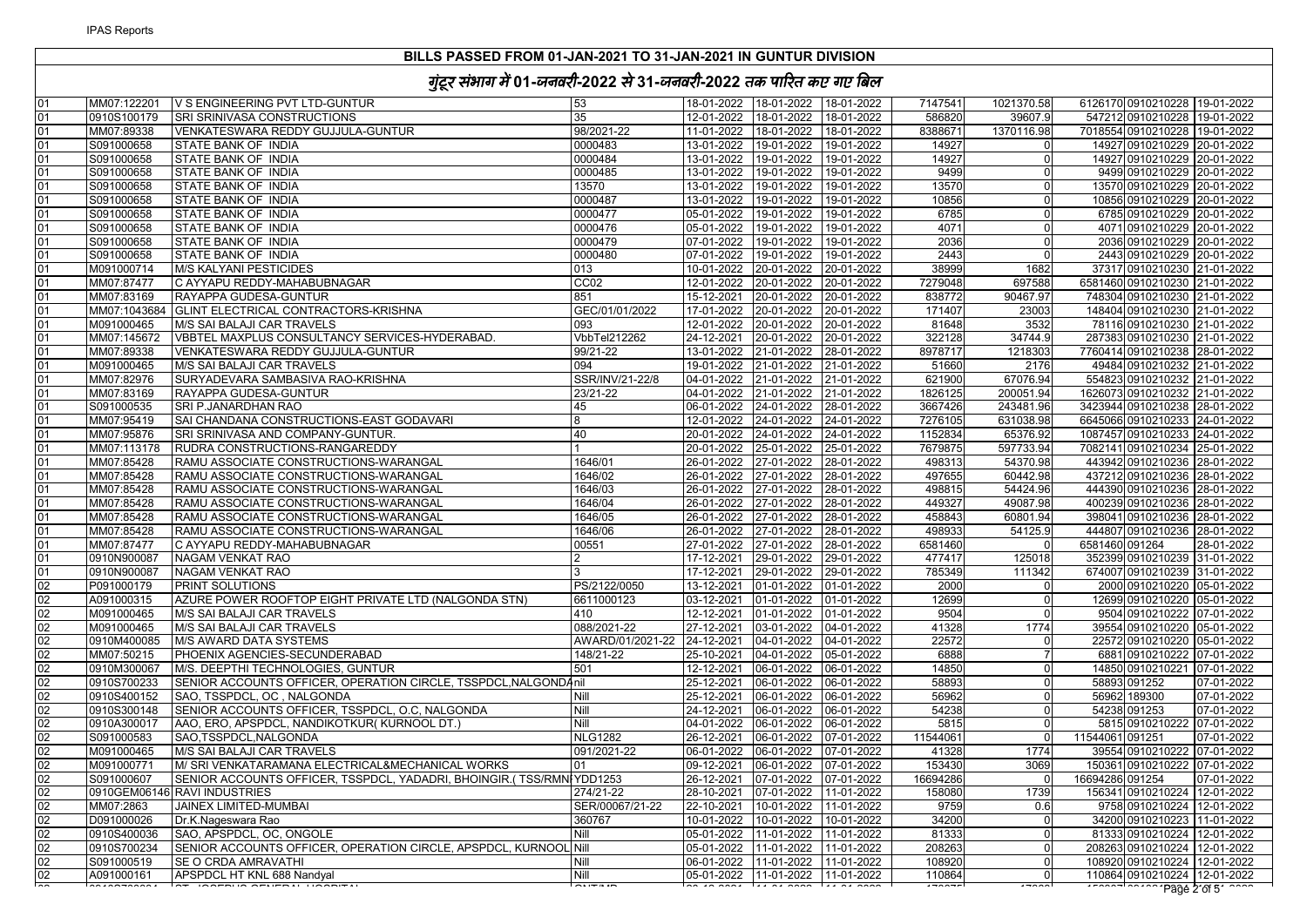# BILLS PASSED FROM 01-JAN-2021 TO 31-JAN-2021 IN GUNTUR DIVISION

## गुंटूर संभाग में 01-जनवरी-2022 से 31-जनवरी-2022 तक पारित कए गए बिल

| | | | | | | | | | | | |
|---|---|---|---|---|---|---|---|---|---|---|---|
| 01 | MM07:122201 | V S ENGINEERING PVT LTD-GUNTUR | 53 | 18-01-2022 | 18-01-2022 | 18-01-2022 | 7147541 | 1021370.58 | 6126170 | 0910210228 | 19-01-2022 |
| 01 | 0910S100179 | SRI SRINIVASA CONSTRUCTIONS | 35 | 12-01-2022 | 18-01-2022 | 18-01-2022 | 586820 | 39607.9 | 547212 | 0910210228 | 19-01-2022 |
| 01 | MM07:89338 | VENKATESWARA REDDY GUJJULA-GUNTUR | 98/2021-22 | 11-01-2022 | 18-01-2022 | 18-01-2022 | 8388671 | 1370116.98 | 7018554 | 0910210228 | 19-01-2022 |
| 01 | S091000658 | STATE BANK OF INDIA | 0000483 | 13-01-2022 | 19-01-2022 | 19-01-2022 | 14927 | 0 | 14927 | 0910210229 | 20-01-2022 |
| 01 | S091000658 | STATE BANK OF INDIA | 0000484 | 13-01-2022 | 19-01-2022 | 19-01-2022 | 14927 | 0 | 14927 | 0910210229 | 20-01-2022 |
| 01 | S091000658 | STATE BANK OF INDIA | 0000485 | 13-01-2022 | 19-01-2022 | 19-01-2022 | 9499 | 0 | 9499 | 0910210229 | 20-01-2022 |
| 01 | S091000658 | STATE BANK OF INDIA | 13570 | 13-01-2022 | 19-01-2022 | 19-01-2022 | 13570 | 0 | 13570 | 0910210229 | 20-01-2022 |
| 01 | S091000658 | STATE BANK OF INDIA | 0000487 | 13-01-2022 | 19-01-2022 | 19-01-2022 | 10856 | 0 | 10856 | 0910210229 | 20-01-2022 |
| 01 | S091000658 | STATE BANK OF INDIA | 0000477 | 05-01-2022 | 19-01-2022 | 19-01-2022 | 6785 | 0 | 6785 | 0910210229 | 20-01-2022 |
| 01 | S091000658 | STATE BANK OF INDIA | 0000476 | 05-01-2022 | 19-01-2022 | 19-01-2022 | 4071 | 0 | 4071 | 0910210229 | 20-01-2022 |
| 01 | S091000658 | STATE BANK OF INDIA | 0000479 | 07-01-2022 | 19-01-2022 | 19-01-2022 | 2036 | 0 | 2036 | 0910210229 | 20-01-2022 |
| 01 | S091000658 | STATE BANK OF INDIA | 0000480 | 07-01-2022 | 19-01-2022 | 19-01-2022 | 2443 | 0 | 2443 | 0910210229 | 20-01-2022 |
| 01 | M091000714 | M/S KALYANI PESTICIDES | 013 | 10-01-2022 | 20-01-2022 | 20-01-2022 | 38999 | 1682 | 37317 | 0910210230 | 21-01-2022 |
| 01 | MM07:87477 | C AYYAPU REDDY-MAHABUBNAGAR | CC02 | 12-01-2022 | 20-01-2022 | 20-01-2022 | 7279048 | 697588 | 6581460 | 0910210230 | 21-01-2022 |
| 01 | MM07:83169 | RAYAPPA GUDESA-GUNTUR | 851 | 15-12-2021 | 20-01-2022 | 20-01-2022 | 838772 | 90467.97 | 748304 | 0910210230 | 21-01-2022 |
| 01 | MM07:1043684 | GLINT ELECTRICAL CONTRACTORS-KRISHNA | GEC/01/01/2022 | 17-01-2022 | 20-01-2022 | 20-01-2022 | 171407 | 23003 | 148404 | 0910210230 | 21-01-2022 |
| 01 | M091000465 | M/S SAI BALAJI CAR TRAVELS | 093 | 12-01-2022 | 20-01-2022 | 20-01-2022 | 81648 | 3532 | 78116 | 0910210230 | 21-01-2022 |
| 01 | MM07:145672 | VBBTEL MAXPLUS CONSULTANCY SERVICES-HYDERABAD. | VbbTel212262 | 24-12-2021 | 20-01-2022 | 20-01-2022 | 322128 | 34744.9 | 287383 | 0910210230 | 21-01-2022 |
| 01 | MM07:89338 | VENKATESWARA REDDY GUJJULA-GUNTUR | 99/21-22 | 13-01-2022 | 21-01-2022 | 28-01-2022 | 8978717 | 1218303 | 7760414 | 0910210238 | 28-01-2022 |
| 01 | M091000465 | M/S SAI BALAJI CAR TRAVELS | 094 | 19-01-2022 | 21-01-2022 | 21-01-2022 | 51660 | 2176 | 49484 | 0910210232 | 21-01-2022 |
| 01 | MM07:82976 | SURYADEVARA SAMBASIVA RAO-KRISHNA | SSR/INV/21-22/8 | 04-01-2022 | 21-01-2022 | 21-01-2022 | 621900 | 67076.94 | 554823 | 0910210232 | 21-01-2022 |
| 01 | MM07:83169 | RAYAPPA GUDESA-GUNTUR | 23/21-22 | 04-01-2022 | 21-01-2022 | 21-01-2022 | 1826125 | 200051.94 | 1626073 | 0910210232 | 21-01-2022 |
| 01 | S091000535 | SRI P.JANARDHAN RAO | 45 | 06-01-2022 | 24-01-2022 | 28-01-2022 | 3667426 | 243481.96 | 3423944 | 0910210238 | 28-01-2022 |
| 01 | MM07:95419 | SAI CHANDANA CONSTRUCTIONS-EAST GODAVARI | 8 | 12-01-2022 | 24-01-2022 | 24-01-2022 | 7276105 | 631038.98 | 6645066 | 0910210233 | 24-01-2022 |
| 01 | MM07:95876 | SRI SRINIVASA AND COMPANY-GUNTUR. | 40 | 20-01-2022 | 24-01-2022 | 24-01-2022 | 1152834 | 65376.92 | 1087457 | 0910210233 | 24-01-2022 |
| 01 | MM07:113178 | RUDRA CONSTRUCTIONS-RANGAREDDY | 1 | 20-01-2022 | 25-01-2022 | 25-01-2022 | 7679875 | 597733.94 | 7082141 | 0910210234 | 25-01-2022 |
| 01 | MM07:85428 | RAMU ASSOCIATE CONSTRUCTIONS-WARANGAL | 1646/01 | 26-01-2022 | 27-01-2022 | 28-01-2022 | 498313 | 54370.98 | 443942 | 0910210236 | 28-01-2022 |
| 01 | MM07:85428 | RAMU ASSOCIATE CONSTRUCTIONS-WARANGAL | 1646/02 | 26-01-2022 | 27-01-2022 | 28-01-2022 | 497655 | 60442.98 | 437212 | 0910210236 | 28-01-2022 |
| 01 | MM07:85428 | RAMU ASSOCIATE CONSTRUCTIONS-WARANGAL | 1646/03 | 26-01-2022 | 27-01-2022 | 28-01-2022 | 498815 | 54424.96 | 444390 | 0910210236 | 28-01-2022 |
| 01 | MM07:85428 | RAMU ASSOCIATE CONSTRUCTIONS-WARANGAL | 1646/04 | 26-01-2022 | 27-01-2022 | 28-01-2022 | 449327 | 49087.98 | 400239 | 0910210236 | 28-01-2022 |
| 01 | MM07:85428 | RAMU ASSOCIATE CONSTRUCTIONS-WARANGAL | 1646/05 | 26-01-2022 | 27-01-2022 | 28-01-2022 | 458843 | 60801.94 | 398041 | 0910210236 | 28-01-2022 |
| 01 | MM07:85428 | RAMU ASSOCIATE CONSTRUCTIONS-WARANGAL | 1646/06 | 26-01-2022 | 27-01-2022 | 28-01-2022 | 498933 | 54125.9 | 444807 | 0910210236 | 28-01-2022 |
| 01 | MM07:87477 | C AYYAPU REDDY-MAHABUBNAGAR | 00551 | 27-01-2022 | 27-01-2022 | 28-01-2022 | 6581460 | 0 | 6581460 | 091264 | 28-01-2022 |
| 01 | 0910N900087 | NAGAM VENKAT RAO | 2 | 17-12-2021 | 29-01-2022 | 29-01-2022 | 477417 | 125018 | 352399 | 0910210239 | 31-01-2022 |
| 01 | 0910N900087 | NAGAM VENKAT RAO | 3 | 17-12-2021 | 29-01-2022 | 29-01-2022 | 785349 | 111342 | 674007 | 0910210239 | 31-01-2022 |
| 02 | P091000179 | PRINT SOLUTIONS | PS/2122/0050 | 13-12-2021 | 01-01-2022 | 01-01-2022 | 2000 | 0 | 2000 | 0910210220 | 05-01-2022 |
| 02 | A091000315 | AZURE POWER ROOFTOP EIGHT PRIVATE LTD (NALGONDA STN) | 6611000123 | 03-12-2021 | 01-01-2022 | 01-01-2022 | 12699 | 0 | 12699 | 0910210220 | 05-01-2022 |
| 02 | M091000465 | M/S SAI BALAJI CAR TRAVELS | 410 | 12-12-2021 | 01-01-2022 | 01-01-2022 | 9504 | 0 | 9504 | 0910210222 | 07-01-2022 |
| 02 | M091000465 | M/S SAI BALAJI CAR TRAVELS | 088/2021-22 | 27-12-2021 | 03-01-2022 | 04-01-2022 | 41328 | 1774 | 39554 | 0910210220 | 05-01-2022 |
| 02 | 0910M400085 | M/S AWARD DATA SYSTEMS | AWARD/01/2021-22 | 24-12-2021 | 04-01-2022 | 04-01-2022 | 22572 | 0 | 22572 | 0910210220 | 05-01-2022 |
| 02 | MM07:50215 | PHOENIX AGENCIES-SECUNDERABAD | 148/21-22 | 25-10-2021 | 04-01-2022 | 05-01-2022 | 6888 | 7 | 6881 | 0910210222 | 07-01-2022 |
| 02 | 0910M300067 | M/S. DEEPTHI TECHNOLOGIES, GUNTUR | 501 | 12-12-2021 | 06-01-2022 | 06-01-2022 | 14850 | 0 | 14850 | 0910210221 | 07-01-2022 |
| 02 | 0910S700233 | SENIOR ACCOUNTS OFFICER, OPERATION CIRCLE, TSSPDCL,NALGONDA | nil | 25-12-2021 | 06-01-2022 | 06-01-2022 | 58893 | 0 | 58893 | 091252 | 07-01-2022 |
| 02 | 0910S400152 | SAO, TSSPDCL, OC , NALGONDA | Nill | 25-12-2021 | 06-01-2022 | 06-01-2022 | 56962 | 0 | 56962 | 189300 | 07-01-2022 |
| 02 | 0910S300148 | SENIOR ACCOUNTS OFFICER, TSSPDCL, O.C, NALGONDA | Nill | 24-12-2021 | 06-01-2022 | 06-01-2022 | 54238 | 0 | 54238 | 091253 | 07-01-2022 |
| 02 | 0910A300017 | AAO, ERO, APSPDCL, NANDIKOTKUR( KURNOOL DT.) | Nill | 04-01-2022 | 06-01-2022 | 06-01-2022 | 5815 | 0 | 5815 | 0910210222 | 07-01-2022 |
| 02 | S091000583 | SAO,TSSPDCL,NALGONDA | NLG1282 | 26-12-2021 | 06-01-2022 | 07-01-2022 | 11544061 | 0 | 11544061 | 091251 | 07-01-2022 |
| 02 | M091000465 | M/S SAI BALAJI CAR TRAVELS | 091/2021-22 | 06-01-2022 | 06-01-2022 | 07-01-2022 | 41328 | 1774 | 39554 | 0910210222 | 07-01-2022 |
| 02 | M091000771 | M/ SRI VENKATARAMANA ELECTRICAL&MECHANICAL WORKS | 01 | 09-12-2021 | 06-01-2022 | 07-01-2022 | 153430 | 3069 | 150361 | 0910210222 | 07-01-2022 |
| 02 | S091000607 | SENIOR ACCOUNTS OFFICER, TSSPDCL, YADADRI, BHOINGIR.( TSS/RMN | YDD1253 | 26-12-2021 | 07-01-2022 | 07-01-2022 | 16694286 | 0 | 16694286 | 091254 | 07-01-2022 |
| 02 | 0910GEM06146 | RAVI INDUSTRIES | 274/21-22 | 28-10-2021 | 07-01-2022 | 11-01-2022 | 158080 | 1739 | 156341 | 0910210224 | 12-01-2022 |
| 02 | MM07:2863 | JAINEX LIMITED-MUMBAI | SER/00067/21-22 | 22-10-2021 | 10-01-2022 | 11-01-2022 | 9759 | 0.6 | 9758 | 0910210224 | 12-01-2022 |
| 02 | D091000026 | Dr.K.Nageswara Rao | 360767 | 10-01-2022 | 10-01-2022 | 10-01-2022 | 34200 | 0 | 34200 | 0910210223 | 11-01-2022 |
| 02 | 0910S400036 | SAO, APSPDCL, OC, ONGOLE | Nill | 05-01-2022 | 11-01-2022 | 11-01-2022 | 81333 | 0 | 81333 | 0910210224 | 12-01-2022 |
| 02 | 0910S700234 | SENIOR ACCOUNTS OFFICER, OPERATION CIRCLE, APSPDCL, KURNOOL | Nill | 05-01-2022 | 11-01-2022 | 11-01-2022 | 208263 | 0 | 208263 | 0910210224 | 12-01-2022 |
| 02 | S091000519 | SE O CRDA AMRAVATHI | Nill | 06-01-2022 | 11-01-2022 | 11-01-2022 | 108920 | 0 | 108920 | 0910210224 | 12-01-2022 |
| 02 | A091000161 | APSPDCL HT KNL 688 Nandyal | Nill | 05-01-2022 | 11-01-2022 | 11-01-2022 | 110864 | 0 | 110864 | 0910210224 | 12-01-2022 |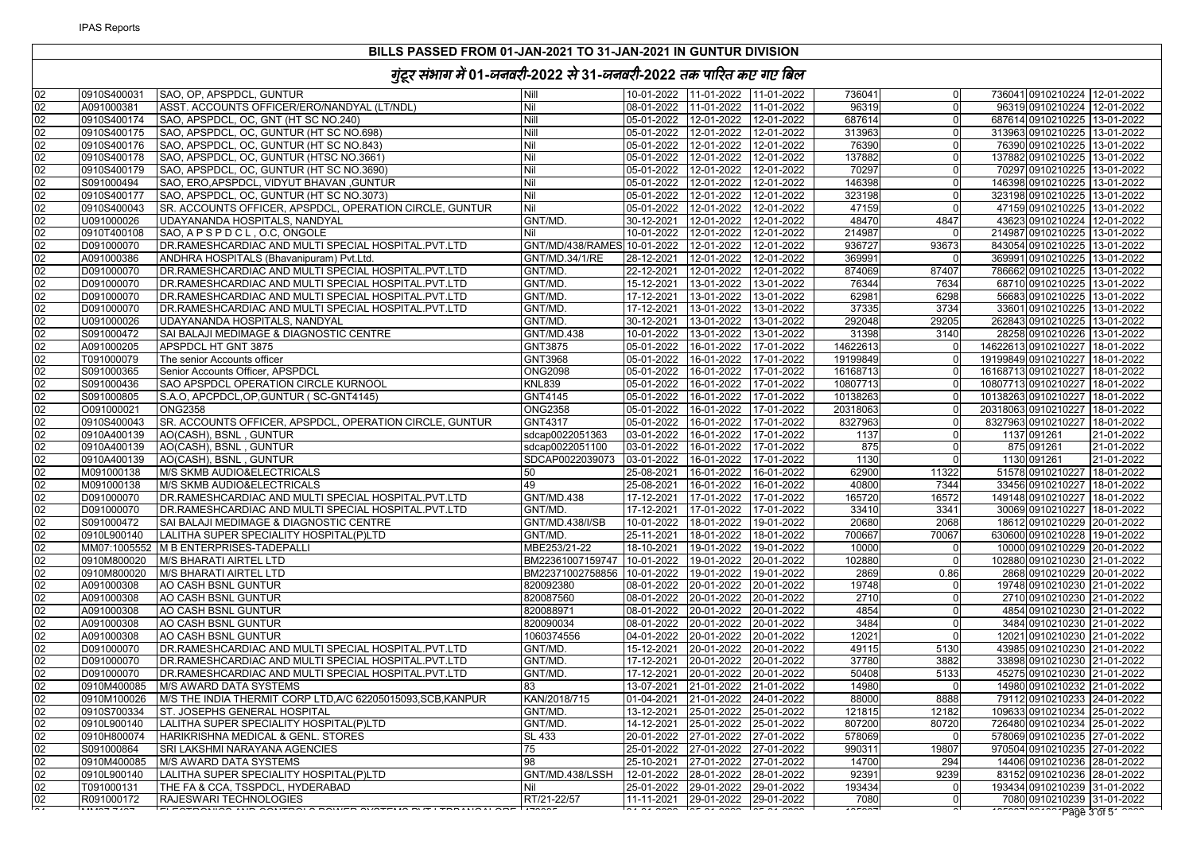## BILLS PASSED FROM 01-JAN-2021 TO 31-JAN-2021 IN GUNTUR DIVISION

### गुंटूर संभाग में 01-जनवरी-2022 से 31-जनवरी-2022 तक पारित कए गए बिल

| | | | | | | | | | | | |
|---|---|---|---|---|---|---|---|---|---|---|---|
| 02 | 0910S400031 | SAO, OP, APSPDCL, GUNTUR | Nill | 10-01-2022 | 11-01-2022 | 11-01-2022 | 736041 | 0 | 736041 | 0910210224 | 12-01-2022 |
| 02 | A091000381 | ASST. ACCOUNTS OFFICER/ERO/NANDYAL (LT/NDL) | Nil | 08-01-2022 | 11-01-2022 | 11-01-2022 | 96319 | 0 | 96319 | 0910210224 | 12-01-2022 |
| 02 | 0910S400174 | SAO, APSPDCL, OC, GNT (HT SC NO.240) | Nill | 05-01-2022 | 12-01-2022 | 12-01-2022 | 687614 | 0 | 687614 | 0910210225 | 13-01-2022 |
| 02 | 0910S400175 | SAO, APSPDCL, OC, GUNTUR (HT SC NO.698) | Nill | 05-01-2022 | 12-01-2022 | 12-01-2022 | 313963 | 0 | 313963 | 0910210225 | 13-01-2022 |
| 02 | 0910S400176 | SAO, APSPDCL, OC, GUNTUR (HT SC NO.843) | Nil | 05-01-2022 | 12-01-2022 | 12-01-2022 | 76390 | 0 | 76390 | 0910210225 | 13-01-2022 |
| 02 | 0910S400178 | SAO, APSPDCL, OC, GUNTUR (HTSC NO.3661) | Nil | 05-01-2022 | 12-01-2022 | 12-01-2022 | 137882 | 0 | 137882 | 0910210225 | 13-01-2022 |
| 02 | 0910S400179 | SAO, APSPDCL, OC, GUNTUR (HT SC NO.3690) | Nil | 05-01-2022 | 12-01-2022 | 12-01-2022 | 70297 | 0 | 70297 | 0910210225 | 13-01-2022 |
| 02 | S091000494 | SAO, ERO,APSPDCL, VIDYUT BHAVAN ,GUNTUR | Nil | 05-01-2022 | 12-01-2022 | 12-01-2022 | 146398 | 0 | 146398 | 0910210225 | 13-01-2022 |
| 02 | 0910S400177 | SAO, APSPDCL, OC, GUNTUR (HT SC NO.3073) | Nil | 05-01-2022 | 12-01-2022 | 12-01-2022 | 323198 | 0 | 323198 | 0910210225 | 13-01-2022 |
| 02 | 0910S400043 | SR. ACCOUNTS OFFICER, APSPDCL, OPERATION CIRCLE, GUNTUR | Nil | 05-01-2022 | 12-01-2022 | 12-01-2022 | 47159 | 0 | 47159 | 0910210225 | 13-01-2022 |
| 02 | U091000026 | UDAYANANDA HOSPITALS, NANDYAL | GNT/MD. | 30-12-2021 | 12-01-2022 | 12-01-2022 | 48470 | 4847 | 43623 | 0910210224 | 12-01-2022 |
| 02 | 0910T400108 | SAO, A P S P D C L , O.C, ONGOLE | Nil | 10-01-2022 | 12-01-2022 | 12-01-2022 | 214987 | 0 | 214987 | 0910210225 | 13-01-2022 |
| 02 | D091000070 | DR.RAMESHCARDIAC AND MULTI SPECIAL HOSPITAL.PVT.LTD | GNT/MD/438/RAMES | 10-01-2022 | 12-01-2022 | 12-01-2022 | 936727 | 93673 | 843054 | 0910210225 | 13-01-2022 |
| 02 | A091000386 | ANDHRA HOSPITALS (Bhavanipuram) Pvt.Ltd. | GNT/MD.34/1/RE | 28-12-2021 | 12-01-2022 | 12-01-2022 | 369991 | 0 | 369991 | 0910210225 | 13-01-2022 |
| 02 | D091000070 | DR.RAMESHCARDIAC AND MULTI SPECIAL HOSPITAL.PVT.LTD | GNT/MD. | 22-12-2021 | 12-01-2022 | 12-01-2022 | 874069 | 87407 | 786662 | 0910210225 | 13-01-2022 |
| 02 | D091000070 | DR.RAMESHCARDIAC AND MULTI SPECIAL HOSPITAL.PVT.LTD | GNT/MD. | 15-12-2021 | 13-01-2022 | 13-01-2022 | 76344 | 7634 | 68710 | 0910210225 | 13-01-2022 |
| 02 | D091000070 | DR.RAMESHCARDIAC AND MULTI SPECIAL HOSPITAL.PVT.LTD | GNT/MD. | 17-12-2021 | 13-01-2022 | 13-01-2022 | 62981 | 6298 | 56683 | 0910210225 | 13-01-2022 |
| 02 | D091000070 | DR.RAMESHCARDIAC AND MULTI SPECIAL HOSPITAL.PVT.LTD | GNT/MD. | 17-12-2021 | 13-01-2022 | 13-01-2022 | 37335 | 3734 | 33601 | 0910210225 | 13-01-2022 |
| 02 | U091000026 | UDAYANANDA HOSPITALS, NANDYAL | GNT/MD. | 30-12-2021 | 13-01-2022 | 13-01-2022 | 292048 | 29205 | 262843 | 0910210225 | 13-01-2022 |
| 02 | S091000472 | SAI BALAJI MEDIMAGE & DIAGNOSTIC CENTRE | GNT/MD.438 | 10-01-2022 | 13-01-2022 | 13-01-2022 | 31398 | 3140 | 28258 | 0910210226 | 13-01-2022 |
| 02 | A091000205 | APSPDCL HT GNT 3875 | GNT3875 | 05-01-2022 | 16-01-2022 | 17-01-2022 | 14622613 | 0 | 14622613 | 0910210227 | 18-01-2022 |
| 02 | T091000079 | The senior Accounts officer | GNT3968 | 05-01-2022 | 16-01-2022 | 17-01-2022 | 19199849 | 0 | 19199849 | 0910210227 | 18-01-2022 |
| 02 | S091000365 | Senior Accounts Officer, APSPDCL | ONG2098 | 05-01-2022 | 16-01-2022 | 17-01-2022 | 16168713 | 0 | 16168713 | 0910210227 | 18-01-2022 |
| 02 | S091000436 | SAO APSPDCL OPERATION CIRCLE KURNOOL | KNL839 | 05-01-2022 | 16-01-2022 | 17-01-2022 | 10807713 | 0 | 10807713 | 0910210227 | 18-01-2022 |
| 02 | S091000805 | S.A.O, APCPDCL,OP,GUNTUR ( SC-GNT4145) | GNT4145 | 05-01-2022 | 16-01-2022 | 17-01-2022 | 10138263 | 0 | 10138263 | 0910210227 | 18-01-2022 |
| 02 | O091000021 | ONG2358 | ONG2358 | 05-01-2022 | 16-01-2022 | 17-01-2022 | 20318063 | 0 | 20318063 | 0910210227 | 18-01-2022 |
| 02 | 0910S400043 | SR. ACCOUNTS OFFICER, APSPDCL, OPERATION CIRCLE, GUNTUR | GNT4317 | 05-01-2022 | 16-01-2022 | 17-01-2022 | 8327963 | 0 | 8327963 | 0910210227 | 18-01-2022 |
| 02 | 0910A400139 | AO(CASH), BSNL , GUNTUR | sdcap0022051363 | 03-01-2022 | 16-01-2022 | 17-01-2022 | 1137 | 0 | 1137 | 091261 | 21-01-2022 |
| 02 | 0910A400139 | AO(CASH), BSNL , GUNTUR | sdcap0022051100 | 03-01-2022 | 16-01-2022 | 17-01-2022 | 875 | 0 | 875 | 091261 | 21-01-2022 |
| 02 | 0910A400139 | AO(CASH), BSNL , GUNTUR | SDCAP0022039073 | 03-01-2022 | 16-01-2022 | 17-01-2022 | 1130 | 0 | 1130 | 091261 | 21-01-2022 |
| 02 | M091000138 | M/S SKMB AUDIO&ELECTRICALS | 50 | 25-08-2021 | 16-01-2022 | 16-01-2022 | 62900 | 11322 | 51578 | 0910210227 | 18-01-2022 |
| 02 | M091000138 | M/S SKMB AUDIO&ELECTRICALS | 49 | 25-08-2021 | 16-01-2022 | 16-01-2022 | 40800 | 7344 | 33456 | 0910210227 | 18-01-2022 |
| 02 | D091000070 | DR.RAMESHCARDIAC AND MULTI SPECIAL HOSPITAL.PVT.LTD | GNT/MD.438 | 17-12-2021 | 17-01-2022 | 17-01-2022 | 165720 | 16572 | 149148 | 0910210227 | 18-01-2022 |
| 02 | D091000070 | DR.RAMESHCARDIAC AND MULTI SPECIAL HOSPITAL.PVT.LTD | GNT/MD. | 17-12-2021 | 17-01-2022 | 17-01-2022 | 33410 | 3341 | 30069 | 0910210227 | 18-01-2022 |
| 02 | S091000472 | SAI BALAJI MEDIMAGE & DIAGNOSTIC CENTRE | GNT/MD.438/I/SB | 10-01-2022 | 18-01-2022 | 19-01-2022 | 20680 | 2068 | 18612 | 0910210229 | 20-01-2022 |
| 02 | 0910L900140 | LALITHA SUPER SPECIALITY HOSPITAL(P)LTD | GNT/MD. | 25-11-2021 | 18-01-2022 | 18-01-2022 | 700667 | 70067 | 630600 | 0910210228 | 19-01-2022 |
| 02 | MM07:1005552 | M B ENTERPRISES-TADEPALLI | MBE253/21-22 | 18-10-2021 | 19-01-2022 | 19-01-2022 | 10000 | 0 | 10000 | 0910210229 | 20-01-2022 |
| 02 | 0910M800020 | M/S BHARATI AIRTEL LTD | BM22361007159747 | 10-01-2022 | 19-01-2022 | 20-01-2022 | 102880 | 0 | 102880 | 0910210230 | 21-01-2022 |
| 02 | 0910M800020 | M/S BHARATI AIRTEL LTD | BM22371002758856 | 10-01-2022 | 19-01-2022 | 19-01-2022 | 2869 | 0.86 | 2868 | 0910210229 | 20-01-2022 |
| 02 | A091000308 | AO CASH BSNL GUNTUR | 820092380 | 08-01-2022 | 20-01-2022 | 20-01-2022 | 19748 | 0 | 19748 | 0910210230 | 21-01-2022 |
| 02 | A091000308 | AO CASH BSNL GUNTUR | 820087560 | 08-01-2022 | 20-01-2022 | 20-01-2022 | 2710 | 0 | 2710 | 0910210230 | 21-01-2022 |
| 02 | A091000308 | AO CASH BSNL GUNTUR | 820088971 | 08-01-2022 | 20-01-2022 | 20-01-2022 | 4854 | 0 | 4854 | 0910210230 | 21-01-2022 |
| 02 | A091000308 | AO CASH BSNL GUNTUR | 820090034 | 08-01-2022 | 20-01-2022 | 20-01-2022 | 3484 | 0 | 3484 | 0910210230 | 21-01-2022 |
| 02 | A091000308 | AO CASH BSNL GUNTUR | 1060374556 | 04-01-2022 | 20-01-2022 | 20-01-2022 | 12021 | 0 | 12021 | 0910210230 | 21-01-2022 |
| 02 | D091000070 | DR.RAMESHCARDIAC AND MULTI SPECIAL HOSPITAL.PVT.LTD | GNT/MD. | 15-12-2021 | 20-01-2022 | 20-01-2022 | 49115 | 5130 | 43985 | 0910210230 | 21-01-2022 |
| 02 | D091000070 | DR.RAMESHCARDIAC AND MULTI SPECIAL HOSPITAL.PVT.LTD | GNT/MD. | 17-12-2021 | 20-01-2022 | 20-01-2022 | 37780 | 3882 | 33898 | 0910210230 | 21-01-2022 |
| 02 | D091000070 | DR.RAMESHCARDIAC AND MULTI SPECIAL HOSPITAL.PVT.LTD | GNT/MD. | 17-12-2021 | 20-01-2022 | 20-01-2022 | 50408 | 5133 | 45275 | 0910210230 | 21-01-2022 |
| 02 | 0910M400085 | M/S AWARD DATA SYSTEMS | 83 | 13-07-2021 | 21-01-2022 | 21-01-2022 | 14980 | 0 | 14980 | 0910210232 | 21-01-2022 |
| 02 | 0910M100026 | M/S THE INDIA THERMIT CORP LTD,A/C 62205015093,SCB,KANPUR | KAN/2018/715 | 01-04-2021 | 21-01-2022 | 24-01-2022 | 88000 | 8888 | 79112 | 0910210233 | 24-01-2022 |
| 02 | 0910S700334 | ST. JOSEPHS GENERAL HOSPITAL | GNT/MD. | 13-12-2021 | 25-01-2022 | 25-01-2022 | 121815 | 12182 | 109633 | 0910210234 | 25-01-2022 |
| 02 | 0910L900140 | LALITHA SUPER SPECIALITY HOSPITAL(P)LTD | GNT/MD. | 14-12-2021 | 25-01-2022 | 25-01-2022 | 807200 | 80720 | 726480 | 0910210234 | 25-01-2022 |
| 02 | 0910H800074 | HARIKRISHNA MEDICAL & GENL. STORES | SL 433 | 20-01-2022 | 27-01-2022 | 27-01-2022 | 578069 | 0 | 578069 | 0910210235 | 27-01-2022 |
| 02 | S091000864 | SRI LAKSHMI NARAYANA AGENCIES | 75 | 25-01-2022 | 27-01-2022 | 27-01-2022 | 990311 | 19807 | 970504 | 0910210235 | 27-01-2022 |
| 02 | 0910M400085 | M/S AWARD DATA SYSTEMS | 98 | 25-10-2021 | 27-01-2022 | 27-01-2022 | 14700 | 294 | 14406 | 0910210236 | 28-01-2022 |
| 02 | 0910L900140 | LALITHA SUPER SPECIALITY HOSPITAL(P)LTD | GNT/MD.438/LSSH | 12-01-2022 | 28-01-2022 | 28-01-2022 | 92391 | 9239 | 83152 | 0910210236 | 28-01-2022 |
| 02 | T091000131 | THE FA & CCA, TSSPDCL, HYDERABAD | Nil | 25-01-2022 | 29-01-2022 | 29-01-2022 | 193434 | 0 | 193434 | 0910210239 | 31-01-2022 |
| 02 | R091000172 | RAJESWARI TECHNOLOGIES | RT/21-22/57 | 11-11-2021 | 29-01-2022 | 29-01-2022 | 7080 | 0 | 7080 | 0910210239 | 31-01-2022 |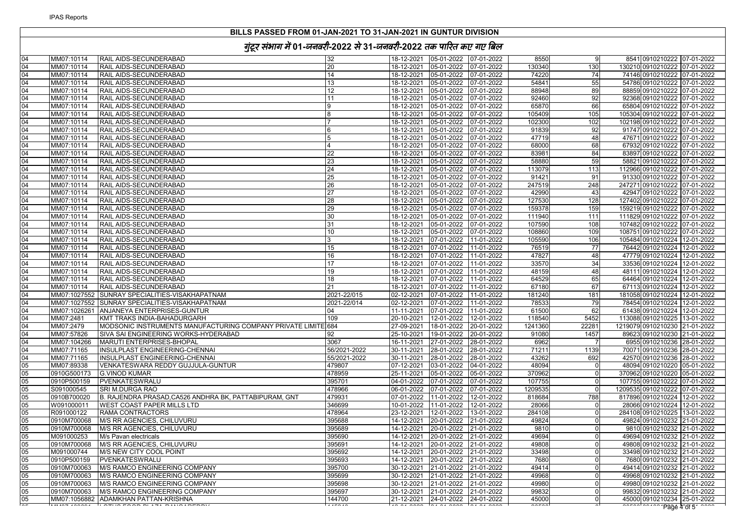# BILLS PASSED FROM 01-JAN-2021 TO 31-JAN-2021 IN GUNTUR DIVISION

## गुंटूर संभाग में 01-जनवरी-2022 से 31-जनवरी-2022 तक पारित कए गए बिल

| | | | | | | | | | | | |
|---|---|---|---|---|---|---|---|---|---|---|---|
| 04 | MM07:10114 | RAIL AIDS-SECUNDERABAD | 32 | 18-12-2021 | 05-01-2022 | 07-01-2022 | 8550 | 9 | 8541 | 0910210222 | 07-01-2022 |
| 04 | MM07:10114 | RAIL AIDS-SECUNDERABAD | 20 | 18-12-2021 | 05-01-2022 | 07-01-2022 | 130340 | 130 | 130210 | 0910210222 | 07-01-2022 |
| 04 | MM07:10114 | RAIL AIDS-SECUNDERABAD | 14 | 18-12-2021 | 05-01-2022 | 07-01-2022 | 74220 | 74 | 74146 | 0910210222 | 07-01-2022 |
| 04 | MM07:10114 | RAIL AIDS-SECUNDERABAD | 13 | 18-12-2021 | 05-01-2022 | 07-01-2022 | 54841 | 55 | 54786 | 0910210222 | 07-01-2022 |
| 04 | MM07:10114 | RAIL AIDS-SECUNDERABAD | 12 | 18-12-2021 | 05-01-2022 | 07-01-2022 | 88948 | 89 | 88859 | 0910210222 | 07-01-2022 |
| 04 | MM07:10114 | RAIL AIDS-SECUNDERABAD | 11 | 18-12-2021 | 05-01-2022 | 07-01-2022 | 92460 | 92 | 92368 | 0910210222 | 07-01-2022 |
| 04 | MM07:10114 | RAIL AIDS-SECUNDERABAD | 9 | 18-12-2021 | 05-01-2022 | 07-01-2022 | 65870 | 66 | 65804 | 0910210222 | 07-01-2022 |
| 04 | MM07:10114 | RAIL AIDS-SECUNDERABAD | 8 | 18-12-2021 | 05-01-2022 | 07-01-2022 | 105409 | 105 | 105304 | 0910210222 | 07-01-2022 |
| 04 | MM07:10114 | RAIL AIDS-SECUNDERABAD | 7 | 18-12-2021 | 05-01-2022 | 07-01-2022 | 102300 | 102 | 102198 | 0910210222 | 07-01-2022 |
| 04 | MM07:10114 | RAIL AIDS-SECUNDERABAD | 6 | 18-12-2021 | 05-01-2022 | 07-01-2022 | 91839 | 92 | 91747 | 0910210222 | 07-01-2022 |
| 04 | MM07:10114 | RAIL AIDS-SECUNDERABAD | 5 | 18-12-2021 | 05-01-2022 | 07-01-2022 | 47719 | 48 | 47671 | 0910210222 | 07-01-2022 |
| 04 | MM07:10114 | RAIL AIDS-SECUNDERABAD | 4 | 18-12-2021 | 05-01-2022 | 07-01-2022 | 68000 | 68 | 67932 | 0910210222 | 07-01-2022 |
| 04 | MM07:10114 | RAIL AIDS-SECUNDERABAD | 22 | 18-12-2021 | 05-01-2022 | 07-01-2022 | 83981 | 84 | 83897 | 0910210222 | 07-01-2022 |
| 04 | MM07:10114 | RAIL AIDS-SECUNDERABAD | 23 | 18-12-2021 | 05-01-2022 | 07-01-2022 | 58880 | 59 | 58821 | 0910210222 | 07-01-2022 |
| 04 | MM07:10114 | RAIL AIDS-SECUNDERABAD | 24 | 18-12-2021 | 05-01-2022 | 07-01-2022 | 113079 | 113 | 112966 | 0910210222 | 07-01-2022 |
| 04 | MM07:10114 | RAIL AIDS-SECUNDERABAD | 25 | 18-12-2021 | 05-01-2022 | 07-01-2022 | 91421 | 91 | 91330 | 0910210222 | 07-01-2022 |
| 04 | MM07:10114 | RAIL AIDS-SECUNDERABAD | 26 | 18-12-2021 | 05-01-2022 | 07-01-2022 | 247519 | 248 | 247271 | 0910210222 | 07-01-2022 |
| 04 | MM07:10114 | RAIL AIDS-SECUNDERABAD | 27 | 18-12-2021 | 05-01-2022 | 07-01-2022 | 42990 | 43 | 42947 | 0910210222 | 07-01-2022 |
| 04 | MM07:10114 | RAIL AIDS-SECUNDERABAD | 28 | 18-12-2021 | 05-01-2022 | 07-01-2022 | 127530 | 128 | 127402 | 0910210222 | 07-01-2022 |
| 04 | MM07:10114 | RAIL AIDS-SECUNDERABAD | 29 | 18-12-2021 | 05-01-2022 | 07-01-2022 | 159378 | 159 | 159219 | 0910210222 | 07-01-2022 |
| 04 | MM07:10114 | RAIL AIDS-SECUNDERABAD | 30 | 18-12-2021 | 05-01-2022 | 07-01-2022 | 111940 | 111 | 111829 | 0910210222 | 07-01-2022 |
| 04 | MM07:10114 | RAIL AIDS-SECUNDERABAD | 31 | 18-12-2021 | 05-01-2022 | 07-01-2022 | 107590 | 108 | 107482 | 0910210222 | 07-01-2022 |
| 04 | MM07:10114 | RAIL AIDS-SECUNDERABAD | 10 | 18-12-2021 | 05-01-2022 | 07-01-2022 | 108860 | 109 | 108751 | 0910210222 | 07-01-2022 |
| 04 | MM07:10114 | RAIL AIDS-SECUNDERABAD | 3 | 18-12-2021 | 07-01-2022 | 11-01-2022 | 105590 | 106 | 105484 | 0910210224 | 12-01-2022 |
| 04 | MM07:10114 | RAIL AIDS-SECUNDERABAD | 15 | 18-12-2021 | 07-01-2022 | 11-01-2022 | 76519 | 77 | 76442 | 0910210224 | 12-01-2022 |
| 04 | MM07:10114 | RAIL AIDS-SECUNDERABAD | 16 | 18-12-2021 | 07-01-2022 | 11-01-2022 | 47827 | 48 | 47779 | 0910210224 | 12-01-2022 |
| 04 | MM07:10114 | RAIL AIDS-SECUNDERABAD | 17 | 18-12-2021 | 07-01-2022 | 11-01-2022 | 33570 | 34 | 33536 | 0910210224 | 12-01-2022 |
| 04 | MM07:10114 | RAIL AIDS-SECUNDERABAD | 19 | 18-12-2021 | 07-01-2022 | 11-01-2022 | 48159 | 48 | 48111 | 0910210224 | 12-01-2022 |
| 04 | MM07:10114 | RAIL AIDS-SECUNDERABAD | 18 | 18-12-2021 | 07-01-2022 | 11-01-2022 | 64529 | 65 | 64464 | 0910210224 | 12-01-2022 |
| 04 | MM07:10114 | RAIL AIDS-SECUNDERABAD | 21 | 18-12-2021 | 07-01-2022 | 11-01-2022 | 67180 | 67 | 67113 | 0910210224 | 12-01-2022 |
| 04 | MM07:1027552 | SUNRAY SPECIALITIES-VISAKHAPATNAM | 2021-22/015 | 02-12-2021 | 07-01-2022 | 11-01-2022 | 181240 | 181 | 181058 | 0910210224 | 12-01-2022 |
| 04 | MM07:1027552 | SUNRAY SPECIALITIES-VISAKHAPATNAM | 2021-22/014 | 02-12-2021 | 07-01-2022 | 11-01-2022 | 78533 | 79 | 78454 | 0910210224 | 12-01-2022 |
| 04 | MM07:1026261 | ANJANEYA ENTERPRISES-GUNTUR | 04 | 11-11-2021 | 07-01-2022 | 11-01-2022 | 61500 | 62 | 61438 | 0910210224 | 12-01-2022 |
| 04 | MM07:2481 | KMT TRAKS INDIA-BAHADURGARH | 109 | 20-10-2021 | 12-01-2022 | 12-01-2022 | 118540 | 5452 | 113088 | 0910210225 | 13-01-2022 |
| 04 | MM07:2479 | MODSONIC INSTRUMENTS MANUFACTURING COMPANY PRIVATE LIMITE | 684 | 27-09-2021 | 18-01-2022 | 20-01-2022 | 1241360 | 22281 | 1219079 | 0910210230 | 21-01-2022 |
| 04 | MM07:57826 | SIVA SAI ENGINEERING WORKS-HYDERABAD | 92 | 25-10-2021 | 19-01-2022 | 20-01-2022 | 91080 | 1457 | 89623 | 0910210230 | 21-01-2022 |
| 04 | MM07:104266 | MARUTI ENTERPRISES-BHOPAL | 3067 | 16-11-2021 | 27-01-2022 | 28-01-2022 | 6962 | 7 | 6955 | 0910210236 | 28-01-2022 |
| 04 | MM07:71165 | INSULPLAST ENGINEERING-CHENNAI | 56/2021-2022 | 30-11-2021 | 28-01-2022 | 28-01-2022 | 71211 | 1139 | 70071 | 0910210236 | 28-01-2022 |
| 04 | MM07:71165 | INSULPLAST ENGINEERING-CHENNAI | 55/2021-2022 | 30-11-2021 | 28-01-2022 | 28-01-2022 | 43262 | 692 | 42570 | 0910210236 | 28-01-2022 |
| 05 | MM07:89338 | VENKATESWARA REDDY GUJJULA-GUNTUR | 479807 | 07-12-2021 | 03-01-2022 | 04-01-2022 | 48094 | 0 | 48094 | 0910210220 | 05-01-2022 |
| 05 | 0910G500173 | G.VINOD KUMAR | 478959 | 25-11-2021 | 05-01-2022 | 05-01-2022 | 370962 | 0 | 370962 | 0910210220 | 05-01-2022 |
| 05 | 0910P500159 | PVENKATESWRALU | 395701 | 04-01-2022 | 07-01-2022 | 07-01-2022 | 107755 | 0 | 107755 | 0910210222 | 07-01-2022 |
| 05 | S091000545 | SRI M.DURGA RAO | 478966 | 06-01-2022 | 07-01-2022 | 07-01-2022 | 1209535 | 0 | 1209535 | 0910210222 | 07-01-2022 |
| 05 | 0910B700020 | B. RAJENDRA PRASAD,CA526 ANDHRA BK, PATTABIPURAM, GNT | 479931 | 07-01-2022 | 11-01-2022 | 12-01-2022 | 818684 | 788 | 817896 | 0910210224 | 12-01-2022 |
| 05 | W091000011 | WEST COAST PAPER MILLS LTD | 346699 | 10-01-2022 | 11-01-2022 | 12-01-2022 | 28066 | 0 | 28066 | 0910210224 | 12-01-2022 |
| 05 | R091000122 | RAMA CONTRACTORS | 478964 | 23-12-2021 | 12-01-2022 | 13-01-2022 | 284108 | 0 | 284108 | 0910210225 | 13-01-2022 |
| 05 | 0910M700068 | M/S RR AGENCIES, CHILUVURU | 395688 | 14-12-2021 | 20-01-2022 | 21-01-2022 | 49824 | 0 | 49824 | 0910210232 | 21-01-2022 |
| 05 | 0910M700068 | M/S RR AGENCIES, CHILUVURU | 395689 | 14-12-2021 | 20-01-2022 | 21-01-2022 | 9810 | 0 | 9810 | 0910210232 | 21-01-2022 |
| 05 | M091000253 | M/s Pavan electricals | 395690 | 14-12-2021 | 20-01-2022 | 21-01-2022 | 49694 | 0 | 49694 | 0910210232 | 21-01-2022 |
| 05 | 0910M700068 | M/S RR AGENCIES, CHILUVURU | 395691 | 14-12-2021 | 20-01-2022 | 21-01-2022 | 49808 | 0 | 49808 | 0910210232 | 21-01-2022 |
| 05 | M091000744 | M/S NEW CITY COOL POINT | 395692 | 14-12-2021 | 20-01-2022 | 21-01-2022 | 33498 | 0 | 33498 | 0910210232 | 21-01-2022 |
| 05 | 0910P500159 | PVENKATESWRALU | 395693 | 14-12-2021 | 20-01-2022 | 21-01-2022 | 7680 | 0 | 7680 | 0910210232 | 21-01-2022 |
| 05 | 0910M700063 | M/S RAMCO ENGINEERING COMPANY | 395700 | 30-12-2021 | 21-01-2022 | 21-01-2022 | 49414 | 0 | 49414 | 0910210232 | 21-01-2022 |
| 05 | 0910M700063 | M/S RAMCO ENGINEERING COMPANY | 395699 | 30-12-2021 | 21-01-2022 | 21-01-2022 | 49968 | 0 | 49968 | 0910210232 | 21-01-2022 |
| 05 | 0910M700063 | M/S RAMCO ENGINEERING COMPANY | 395698 | 30-12-2021 | 21-01-2022 | 21-01-2022 | 49980 | 0 | 49980 | 0910210232 | 21-01-2022 |
| 05 | 0910M700063 | M/S RAMCO ENGINEERING COMPANY | 395697 | 30-12-2021 | 21-01-2022 | 21-01-2022 | 99832 | 0 | 99832 | 0910210232 | 21-01-2022 |
| 05 | MM07:1056882 | ADAMKHAN PATTAN-KRISHNA | 144700 | 21-12-2021 | 24-01-2022 | 24-01-2022 | 45000 | 0 | 45000 | 0910210234 | 25-01-2022 |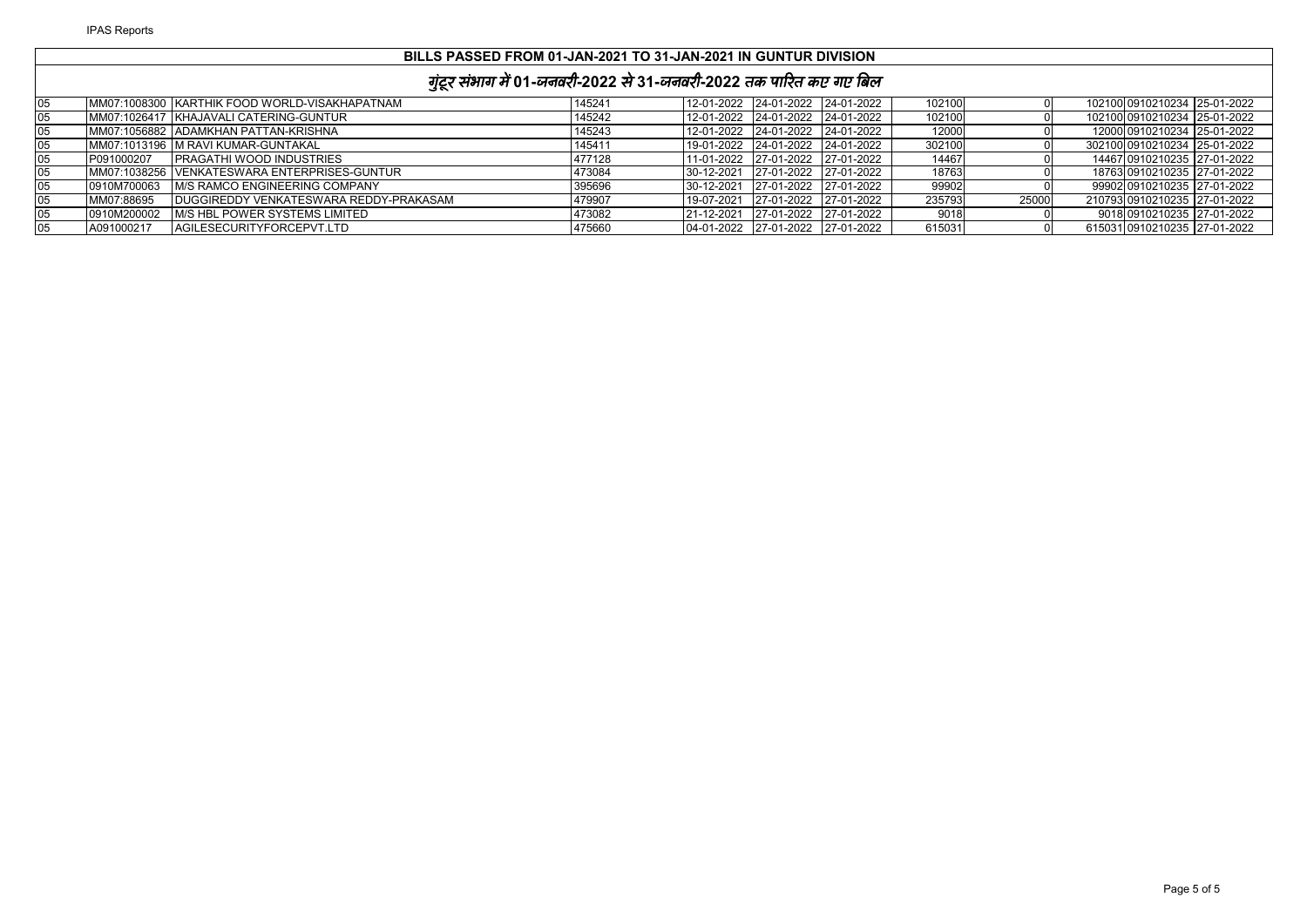## BILLS PASSED FROM 01-JAN-2021 TO 31-JAN-2021 IN GUNTUR DIVISION

## गुंटूर संभाग में 01-जनवरी-2022 से 31-जनवरी-2022 तक पारित कए गए बिल

| | | | | | | | | | | | |
|---|---|---|---|---|---|---|---|---|---|---|---|
| 05 | MM07:1008300 | KARTHIK FOOD WORLD-VISAKHAPATNAM | 145241 | 12-01-2022 | 24-01-2022 | 24-01-2022 | 102100 | 0 | 102100 | 0910210234 | 25-01-2022 |
| 05 | MM07:1026417 | KHAJAVALI CATERING-GUNTUR | 145242 | 12-01-2022 | 24-01-2022 | 24-01-2022 | 102100 | 0 | 102100 | 0910210234 | 25-01-2022 |
| 05 | MM07:1056882 | ADAMKHAN PATTAN-KRISHNA | 145243 | 12-01-2022 | 24-01-2022 | 24-01-2022 | 12000 | 0 | 12000 | 0910210234 | 25-01-2022 |
| 05 | MM07:1013196 | M RAVI KUMAR-GUNTAKAL | 145411 | 19-01-2022 | 24-01-2022 | 24-01-2022 | 302100 | 0 | 302100 | 0910210234 | 25-01-2022 |
| 05 | P091000207 | PRAGATHI WOOD INDUSTRIES | 477128 | 11-01-2022 | 27-01-2022 | 27-01-2022 | 14467 | 0 | 14467 | 0910210235 | 27-01-2022 |
| 05 | MM07:1038256 | VENKATESWARA ENTERPRISES-GUNTUR | 473084 | 30-12-2021 | 27-01-2022 | 27-01-2022 | 18763 | 0 | 18763 | 0910210235 | 27-01-2022 |
| 05 | 0910M700063 | M/S RAMCO ENGINEERING COMPANY | 395696 | 30-12-2021 | 27-01-2022 | 27-01-2022 | 99902 | 0 | 99902 | 0910210235 | 27-01-2022 |
| 05 | MM07:88695 | DUGGIREDDY VENKATESWARA REDDY-PRAKASAM | 479907 | 19-07-2021 | 27-01-2022 | 27-01-2022 | 235793 | 25000 | 210793 | 0910210235 | 27-01-2022 |
| 05 | 0910M200002 | M/S HBL POWER SYSTEMS LIMITED | 473082 | 21-12-2021 | 27-01-2022 | 27-01-2022 | 9018 | 0 | 9018 | 0910210235 | 27-01-2022 |
| 05 | A091000217 | AGILESECURITYFORCEPVT.LTD | 475660 | 04-01-2022 | 27-01-2022 | 27-01-2022 | 615031 | 0 | 615031 | 0910210235 | 27-01-2022 |